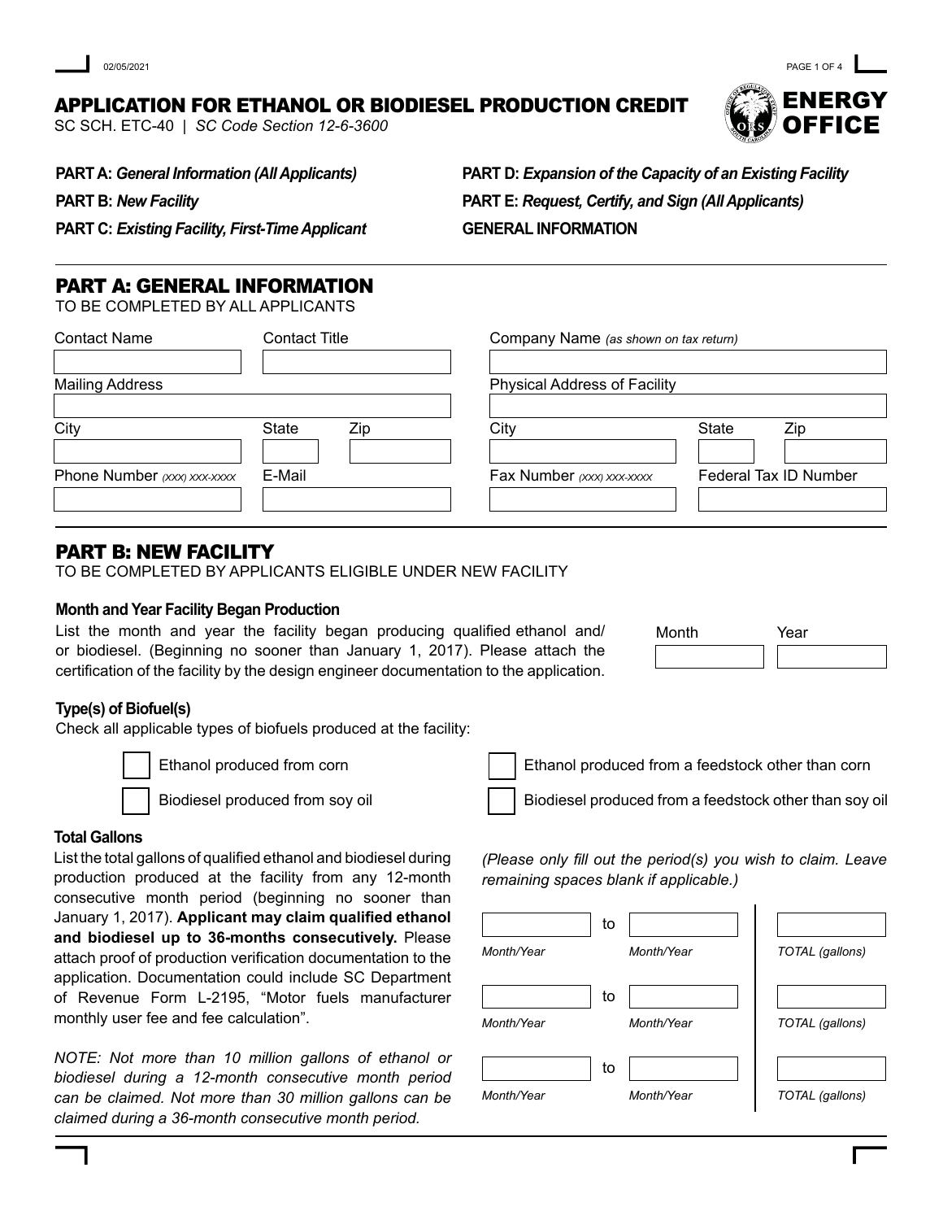# APPLICATION FOR ETHANOL OR BIODIESEL PRODUCTION CREDIT

SC SCH. ETC-40 | *SC Code Section 12-6-3600*

ENERGY OFFICE

**PART A:** ***General Information (All Applicants)***

**PART B:** ***New Facility***

**PART C:** ***Existing Facility, First-Time Applicant***

**PART D:** ***Expansion of the Capacity of an Existing Facility***

**PART E:** ***Request, Certify, and Sign (All Applicants)***

**GENERAL INFORMATION**

## PART A: GENERAL INFORMATION

TO BE COMPLETED BY ALL APPLICANTS

| Contact Name | Contact Title | | Company Name *(as shown on tax return)* | |
|---|---|---|---|---|
| | | | | |
| Mailing Address | | | Physical Address of Facility | |
| | | | | |
| City | State | Zip | City | State / Zip |
| | | | | |
| Phone Number *(XXX) XXX-XXXX* | E-Mail | | Fax Number *(XXX) XXX-XXXX* | Federal Tax ID Number |
| | | | | |

## PART B: NEW FACILITY

TO BE COMPLETED BY APPLICANTS ELIGIBLE UNDER NEW FACILITY

### Month and Year Facility Began Production

List the month and year the facility began producing qualified ethanol and/or biodiesel. (Beginning no sooner than January 1, 2017). Please attach the certification of the facility by the design engineer documentation to the application.

| Month | Year |
|---|---|
| | |

### Type(s) of Biofuel(s)

Check all applicable types of biofuels produced at the facility:

- ☐ Ethanol produced from corn
- ☐ Ethanol produced from a feedstock other than corn
- ☐ Biodiesel produced from soy oil
- ☐ Biodiesel produced from a feedstock other than soy oil

### Total Gallons

List the total gallons of qualified ethanol and biodiesel during production produced at the facility from any 12-month consecutive month period (beginning no sooner than January 1, 2017). **Applicant may claim qualified ethanol and biodiesel up to 36-months consecutively.** Please attach proof of production verification documentation to the application. Documentation could include SC Department of Revenue Form L-2195, "Motor fuels manufacturer monthly user fee and fee calculation".

*NOTE: Not more than 10 million gallons of ethanol or biodiesel during a 12-month consecutive month period can be claimed. Not more than 30 million gallons can be claimed during a 36-month consecutive month period.*

*(Please only fill out the period(s) you wish to claim. Leave remaining spaces blank if applicable.)*

| *Month/Year* | to | *Month/Year* | *TOTAL (gallons)* |
|---|---|---|---|
| | to | | |
| | to | | |
| | to | | |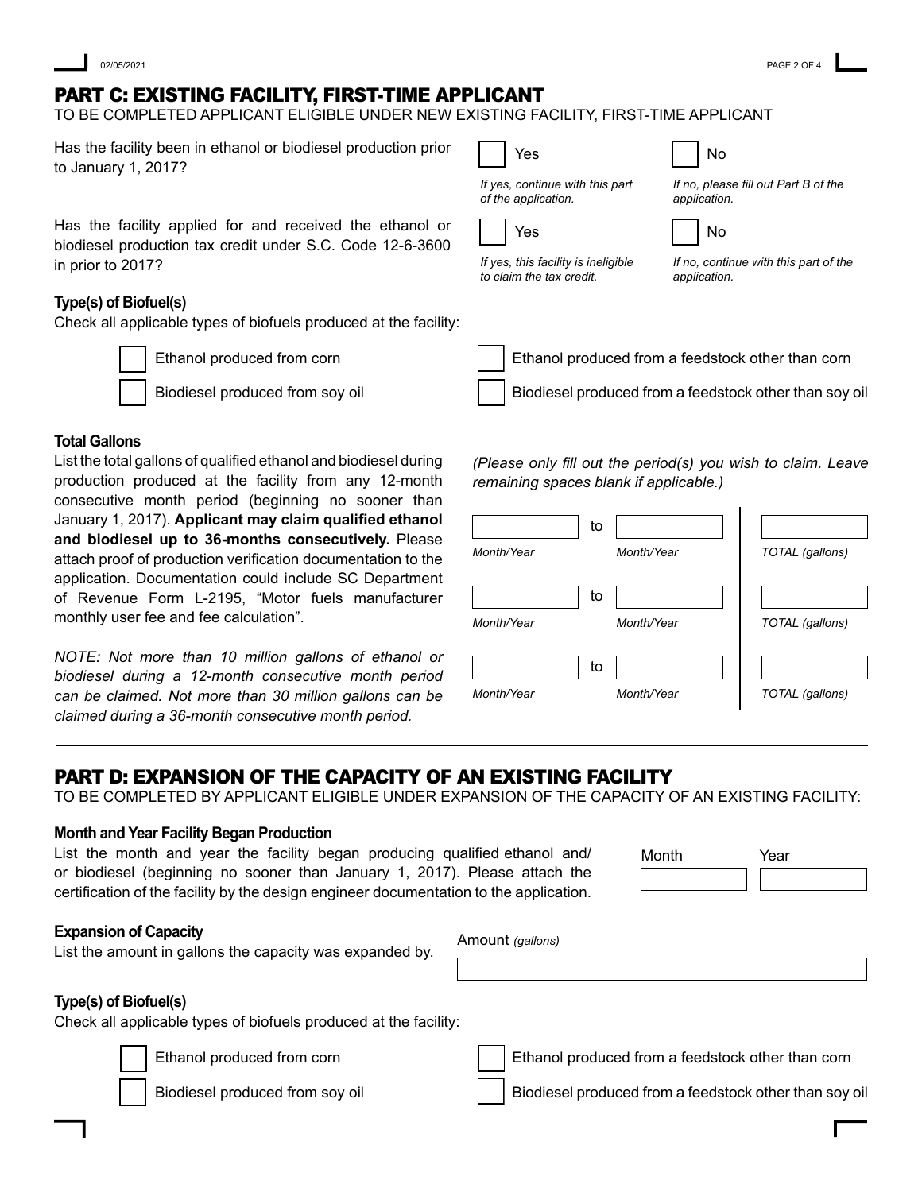## PART C: EXISTING FACILITY, FIRST-TIME APPLICANT

TO BE COMPLETED APPLICANT ELIGIBLE UNDER NEW EXISTING FACILITY, FIRST-TIME APPLICANT

Has the facility been in ethanol or biodiesel production prior to January 1, 2017?

☐ Yes — *If yes, continue with this part of the application.*

☐ No — *If no, please fill out Part B of the application.*

Has the facility applied for and received the ethanol or biodiesel production tax credit under S.C. Code 12-6-3600 in prior to 2017?

☐ Yes — *If yes, this facility is ineligible to claim the tax credit.*

☐ No — *If no, continue with this part of the application.*

### Type(s) of Biofuel(s)

Check all applicable types of biofuels produced at the facility:

☐ Ethanol produced from corn

☐ Ethanol produced from a feedstock other than corn

☐ Biodiesel produced from soy oil

☐ Biodiesel produced from a feedstock other than soy oil

### Total Gallons

List the total gallons of qualified ethanol and biodiesel during production produced at the facility from any 12-month consecutive month period (beginning no sooner than January 1, 2017). **Applicant may claim qualified ethanol and biodiesel up to 36-months consecutively.** Please attach proof of production verification documentation to the application. Documentation could include SC Department of Revenue Form L-2195, "Motor fuels manufacturer monthly user fee and fee calculation".

*NOTE: Not more than 10 million gallons of ethanol or biodiesel during a 12-month consecutive month period can be claimed. Not more than 30 million gallons can be claimed during a 36-month consecutive month period.*

*(Please only fill out the period(s) you wish to claim. Leave remaining spaces blank if applicable.)*

| Month/Year | | Month/Year | TOTAL (gallons) |
|---|---|---|---|
| | to | | |
| | to | | |
| | to | | |

## PART D: EXPANSION OF THE CAPACITY OF AN EXISTING FACILITY

TO BE COMPLETED BY APPLICANT ELIGIBLE UNDER EXPANSION OF THE CAPACITY OF AN EXISTING FACILITY:

### Month and Year Facility Began Production

List the month and year the facility began producing qualified ethanol and/or biodiesel (beginning no sooner than January 1, 2017). Please attach the certification of the facility by the design engineer documentation to the application.

| Month | Year |
|---|---|
| | |

### Expansion of Capacity

List the amount in gallons the capacity was expanded by.

Amount *(gallons)* ____________________

### Type(s) of Biofuel(s)

Check all applicable types of biofuels produced at the facility:

☐ Ethanol produced from corn

☐ Ethanol produced from a feedstock other than corn

☐ Biodiesel produced from soy oil

☐ Biodiesel produced from a feedstock other than soy oil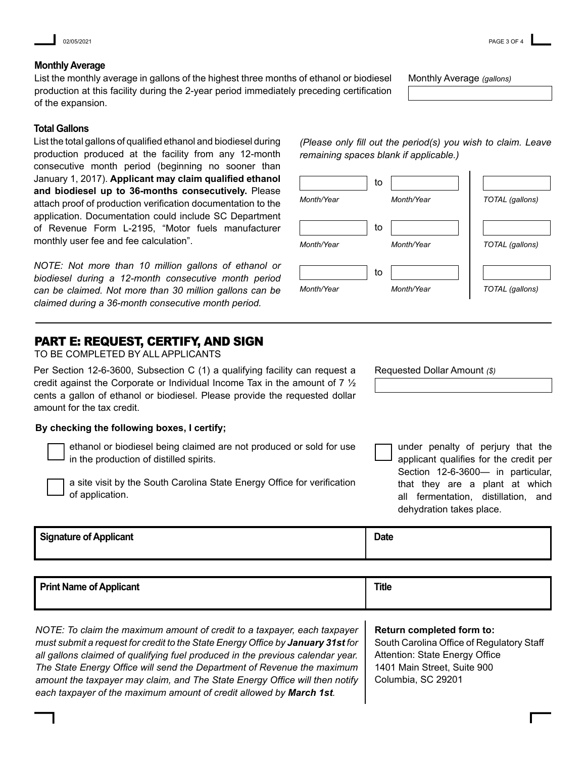### Monthly Average

List the monthly average in gallons of the highest three months of ethanol or biodiesel production at this facility during the 2-year period immediately preceding certification of the expansion.

Monthly Average *(gallons)*

### Total Gallons

List the total gallons of qualified ethanol and biodiesel during production produced at the facility from any 12-month consecutive month period (beginning no sooner than January 1, 2017). **Applicant may claim qualified ethanol and biodiesel up to 36-months consecutively.** Please attach proof of production verification documentation to the application. Documentation could include SC Department of Revenue Form L-2195, "Motor fuels manufacturer monthly user fee and fee calculation".

*NOTE: Not more than 10 million gallons of ethanol or biodiesel during a 12-month consecutive month period can be claimed. Not more than 30 million gallons can be claimed during a 36-month consecutive month period.*

*(Please only fill out the period(s) you wish to claim. Leave remaining spaces blank if applicable.)*

| *Month/Year* | | *Month/Year* | *TOTAL (gallons)* |
|---|---|---|---|
| | to | | |
| | to | | |
| | to | | |

## PART E: REQUEST, CERTIFY, AND SIGN

TO BE COMPLETED BY ALL APPLICANTS

Per Section 12-6-3600, Subsection C (1) a qualifying facility can request a credit against the Corporate or Individual Income Tax in the amount of 7 ½ cents a gallon of ethanol or biodiesel. Please provide the requested dollar amount for the tax credit.

Requested Dollar Amount *($)*

**By checking the following boxes, I certify;**

- ☐ ethanol or biodiesel being claimed are not produced or sold for use in the production of distilled spirits.
- ☐ a site visit by the South Carolina State Energy Office for verification of application.
- ☐ under penalty of perjury that the applicant qualifies for the credit per Section 12-6-3600— in particular, that they are a plant at which all fermentation, distillation, and dehydration takes place.

| **Signature of Applicant** | **Date** |
|---|---|
| | |

| **Print Name of Applicant** | **Title** |
|---|---|
| | |

*NOTE: To claim the maximum amount of credit to a taxpayer, each taxpayer must submit a request for credit to the State Energy Office by* ***January 31st*** *for all gallons claimed of qualifying fuel produced in the previous calendar year. The State Energy Office will send the Department of Revenue the maximum amount the taxpayer may claim, and The State Energy Office will then notify each taxpayer of the maximum amount of credit allowed by* ***March 1st****.*

**Return completed form to:**
South Carolina Office of Regulatory Staff
Attention: State Energy Office
1401 Main Street, Suite 900
Columbia, SC 29201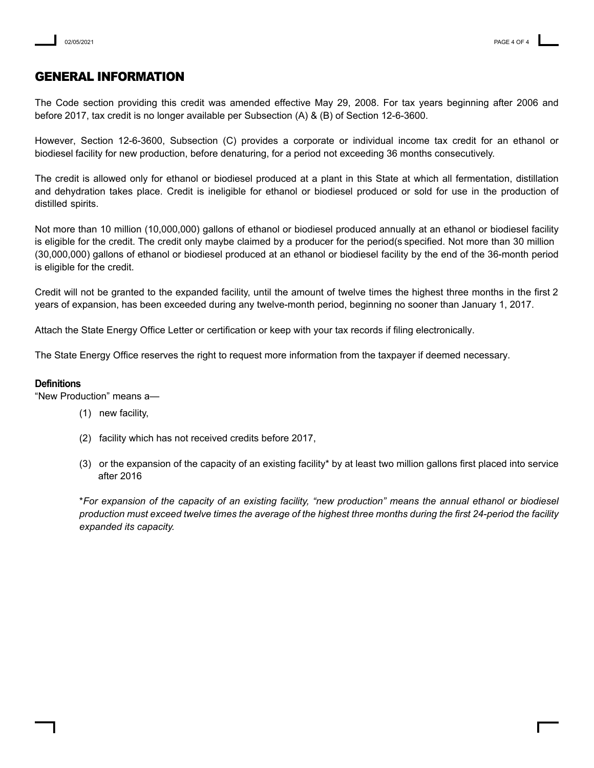## GENERAL INFORMATION

The Code section providing this credit was amended effective May 29, 2008. For tax years beginning after 2006 and before 2017, tax credit is no longer available per Subsection (A) & (B) of Section 12-6-3600.

However, Section 12-6-3600, Subsection (C) provides a corporate or individual income tax credit for an ethanol or biodiesel facility for new production, before denaturing, for a period not exceeding 36 months consecutively.

The credit is allowed only for ethanol or biodiesel produced at a plant in this State at which all fermentation, distillation and dehydration takes place. Credit is ineligible for ethanol or biodiesel produced or sold for use in the production of distilled spirits.

Not more than 10 million (10,000,000) gallons of ethanol or biodiesel produced annually at an ethanol or biodiesel facility is eligible for the credit. The credit only maybe claimed by a producer for the period(s specified. Not more than 30 million (30,000,000) gallons of ethanol or biodiesel produced at an ethanol or biodiesel facility by the end of the 36-month period is eligible for the credit.

Credit will not be granted to the expanded facility, until the amount of twelve times the highest three months in the first 2 years of expansion, has been exceeded during any twelve-month period, beginning no sooner than January 1, 2017.

Attach the State Energy Office Letter or certification or keep with your tax records if filing electronically.

The State Energy Office reserves the right to request more information from the taxpayer if deemed necessary.

**Definitions**

"New Production" means a—

(1) new facility,

(2) facility which has not received credits before 2017,

(3) or the expansion of the capacity of an existing facility* by at least two million gallons first placed into service after 2016

**For expansion of the capacity of an existing facility, "new production" means the annual ethanol or biodiesel production must exceed twelve times the average of the highest three months during the first 24-period the facility expanded its capacity.*